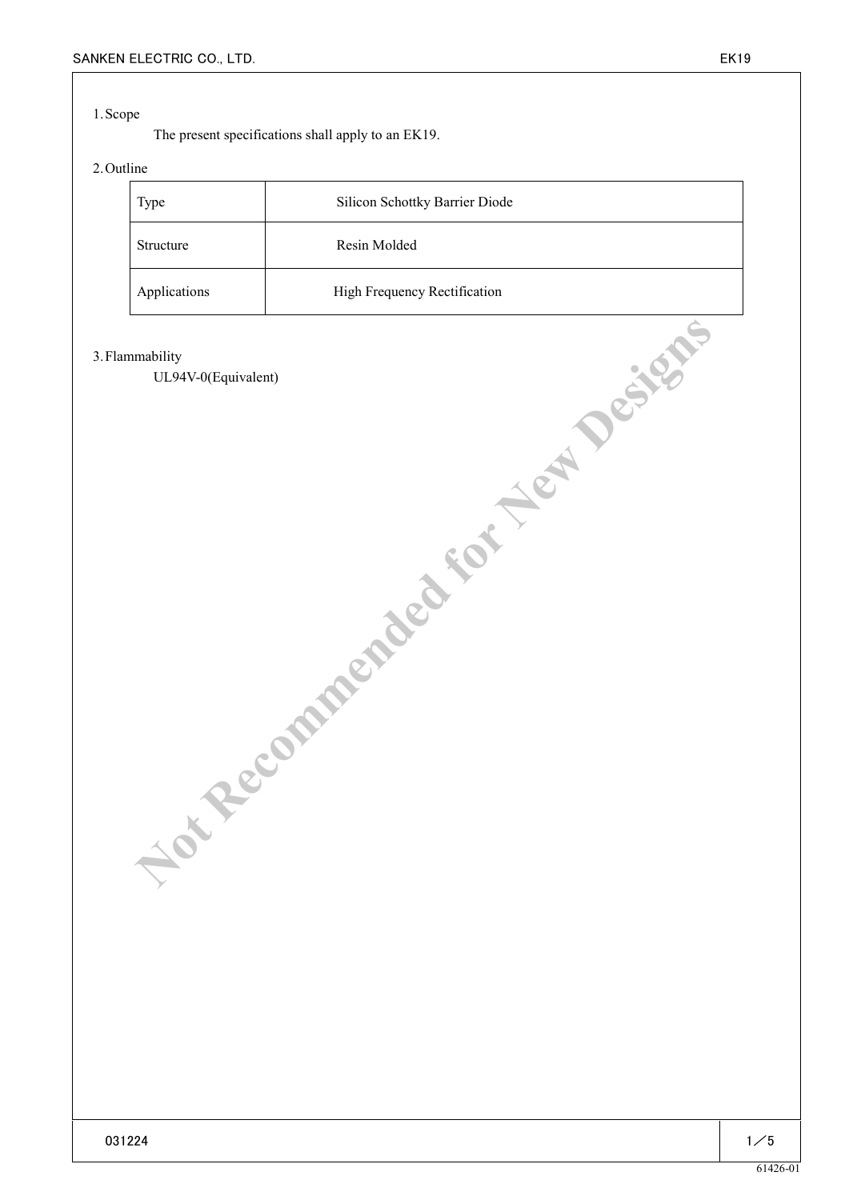## 1. Scope

The present specifications shall apply to an EK19.

## 2. Outline

| Type | Silicon Schottky Barrier Diode |
|---|---|
| Structure | Resin Molded |
| Applications | High Frequency Rectification |

## 3. Flammability

UL94V-0(Equivalent)

Not Recommended for New Designs

031224

61426-01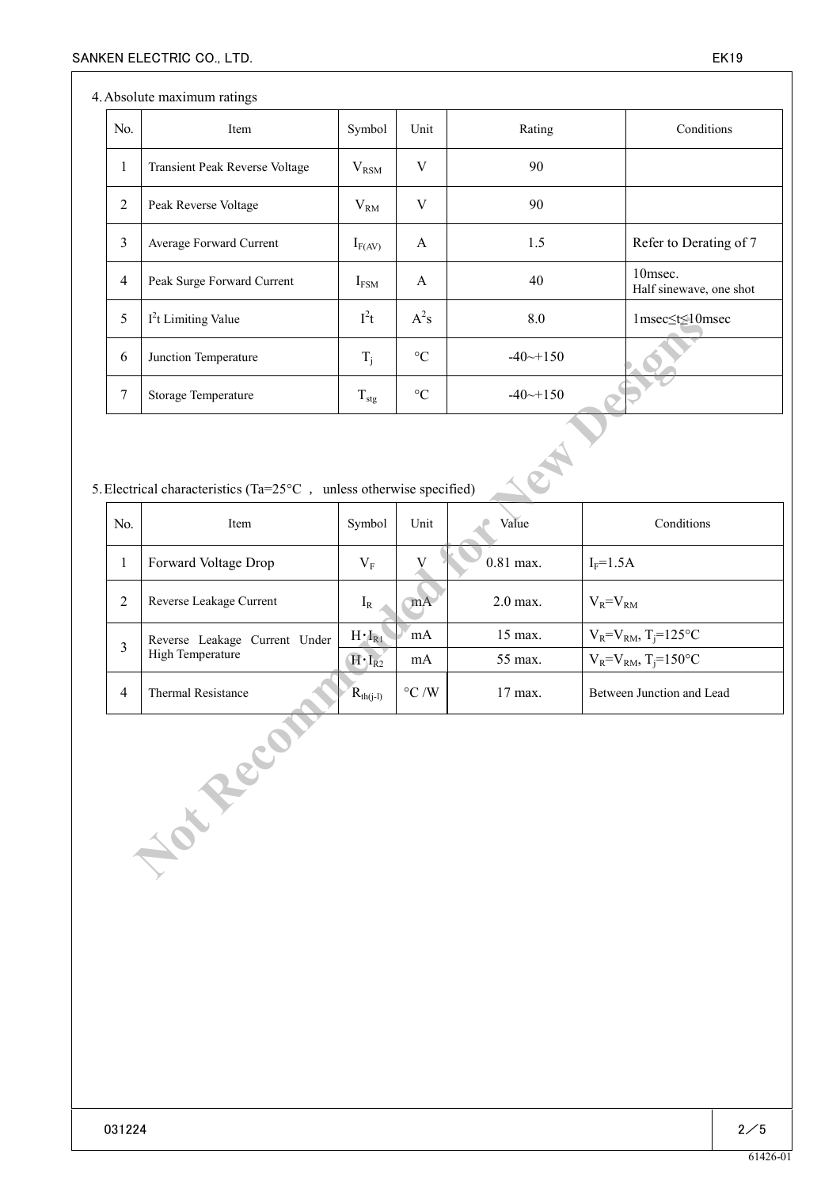## 4. Absolute maximum ratings

| No. | Item | Symbol | Unit | Rating | Conditions |
|---|---|---|---|---|---|
| 1 | Transient Peak Reverse Voltage | $V_{RSM}$ | V | 90 | |
| 2 | Peak Reverse Voltage | $V_{RM}$ | V | 90 | |
| 3 | Average Forward Current | $I_{F(AV)}$ | A | 1.5 | Refer to Derating of 7 |
| 4 | Peak Surge Forward Current | $I_{FSM}$ | A | 40 | 10msec. Half sinewave, one shot |
| 5 | $I^2t$ Limiting Value | $I^2t$ | $A^2s$ | 8.0 | 1msec≤t≤10msec |
| 6 | Junction Temperature | $T_j$ | °C | -40~+150 | |
| 7 | Storage Temperature | $T_{stg}$ | °C | -40~+150 | |

## 5. Electrical characteristics (Ta=25°C , unless otherwise specified)

| No. | Item | Symbol | Unit | Value | Conditions |
|---|---|---|---|---|---|
| 1 | Forward Voltage Drop | $V_F$ | V | 0.81 max. | $I_F$=1.5A |
| 2 | Reverse Leakage Current | $I_R$ | mA | 2.0 max. | $V_R$=$V_{RM}$ |
| 3 | Reverse Leakage Current Under High Temperature | $H \cdot I_{R1}$ | mA | 15 max. | $V_R$=$V_{RM}$, $T_j$=125°C |
| | | $H \cdot I_{R2}$ | mA | 55 max. | $V_R$=$V_{RM}$, $T_j$=150°C |
| 4 | Thermal Resistance | $R_{th(j-l)}$ | °C /W | 17 max. | Between Junction and Lead |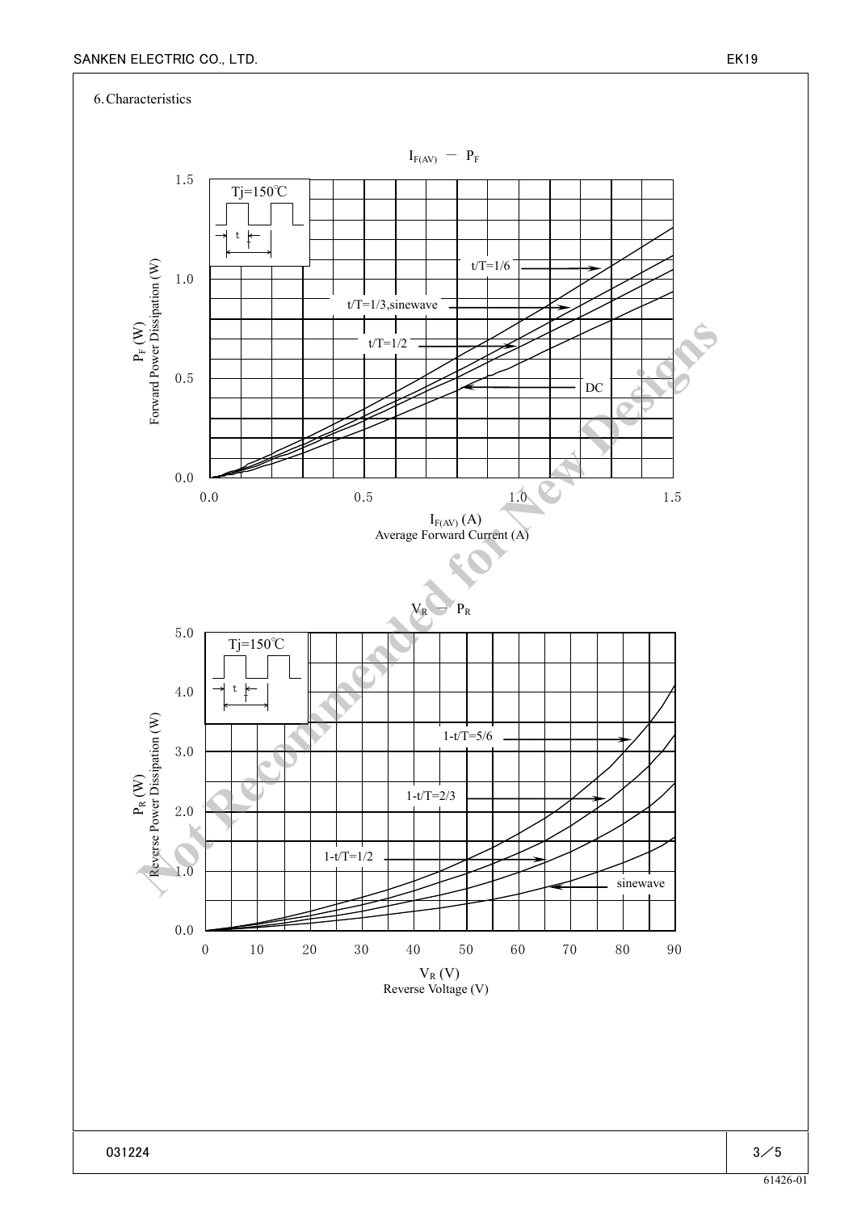## 6. Characteristics

$I_{F(AV)} - P_F$

Tj=150℃

t/T=1/6

t/T=1/3,sinewave

t/T=1/2

DC

$P_F$ (W)
Forward Power Dissipation (W)

$I_{F(AV)}$ (A)
Average Forward Current (A)

$V_R - P_R$

Tj=150℃

1-t/T=5/6

1-t/T=2/3

1-t/T=1/2

sinewave

$P_R$ (W)
Reverse Power Dissipation (W)

$V_R$ (V)
Reverse Voltage (V)

Not Recommended for New Designs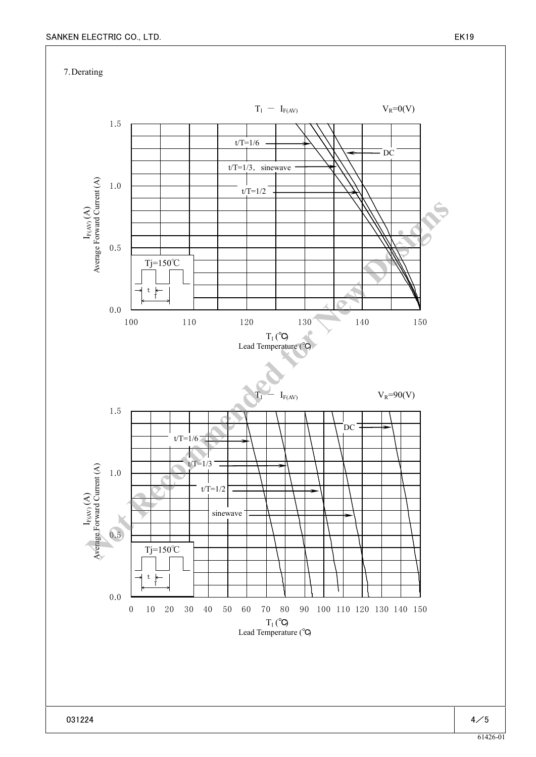7. Derating

$T_l$ — $I_{F(AV)}$ $V_R$=0(V)

$I_{F(AV)}$ (A)
Average Forward Current (A)

t/T=1/6
t/T=1/3, sinewave
t/T=1/2
DC

Tj=150℃

$T_l$ (℃)
Lead Temperature (℃)

$T_l$ — $I_{F(AV)}$ $V_R$=90(V)

$I_{F(AV)}$ (A)
Average Forward Current (A)

t/T=1/6
t/T=1/3
t/T=1/2
sinewave
DC

Tj=150℃

$T_l$ (℃)
Lead Temperature (℃)

Not Recommended for New Designs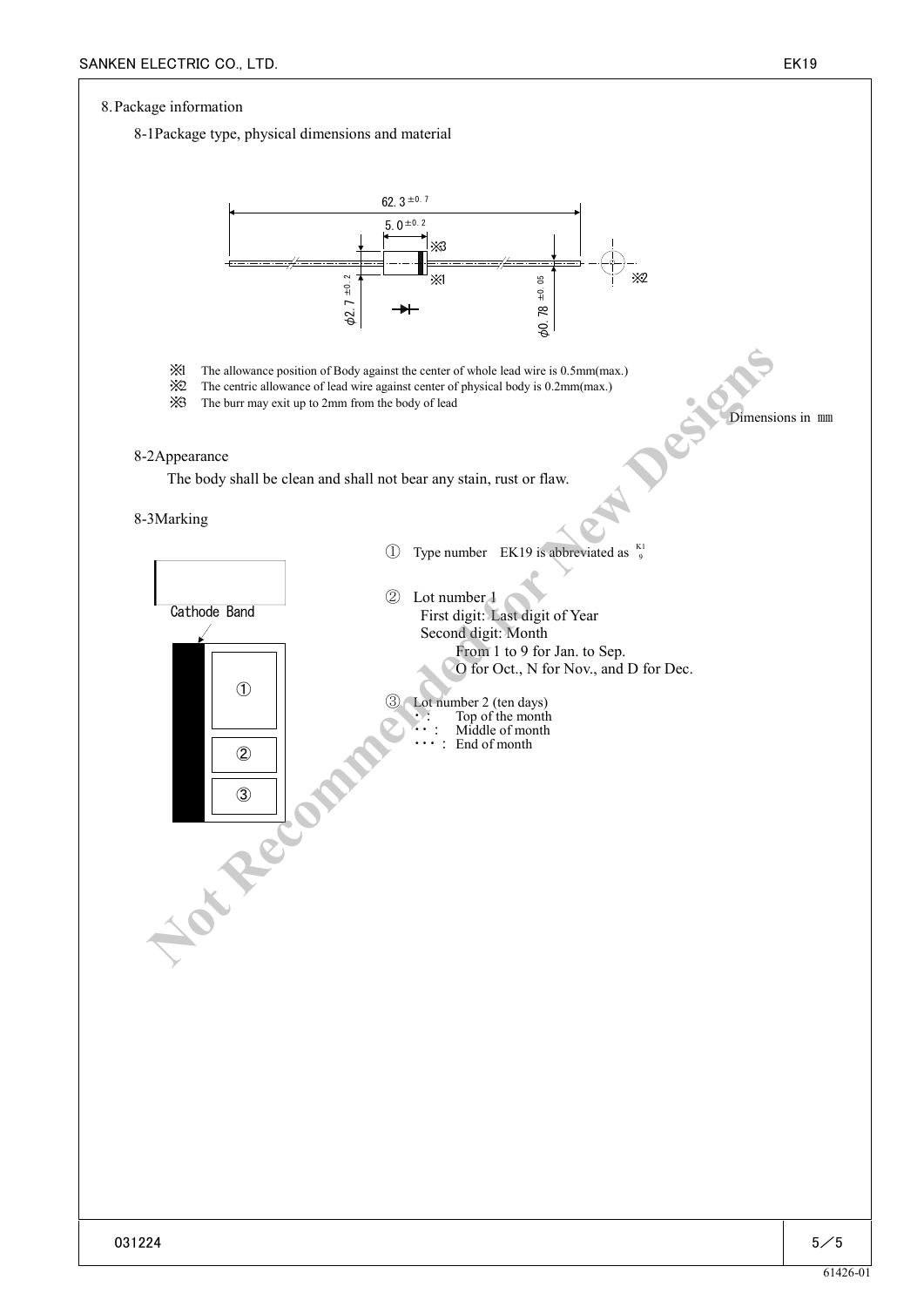## 8. Package information

### 8-1 Package type, physical dimensions and material

62.3 ±0.7

5.0 ±0.2

※3

※1

※2

φ2.7 ±0.2

φ0.78 ±0.05

※1 The allowance position of Body against the center of whole lead wire is 0.5mm(max.)

※2 The centric allowance of lead wire against center of physical body is 0.2mm(max.)

※3 The burr may exit up to 2mm from the body of lead

Dimensions in ㎜

### 8-2 Appearance

The body shall be clean and shall not bear any stain, rust or flaw.

### 8-3 Marking

Cathode Band

①

②

③

① Type number EK19 is abbreviated as K1 9

② Lot number 1
- First digit: Last digit of Year
- Second digit: Month
  - From 1 to 9 for Jan. to Sep.
  - O for Oct., N for Nov., and D for Dec.

③ Lot number 2 (ten days)
- ・: Top of the month
- ・・: Middle of month
- ・・・: End of month

Not Recommended for New Designs

61426-01